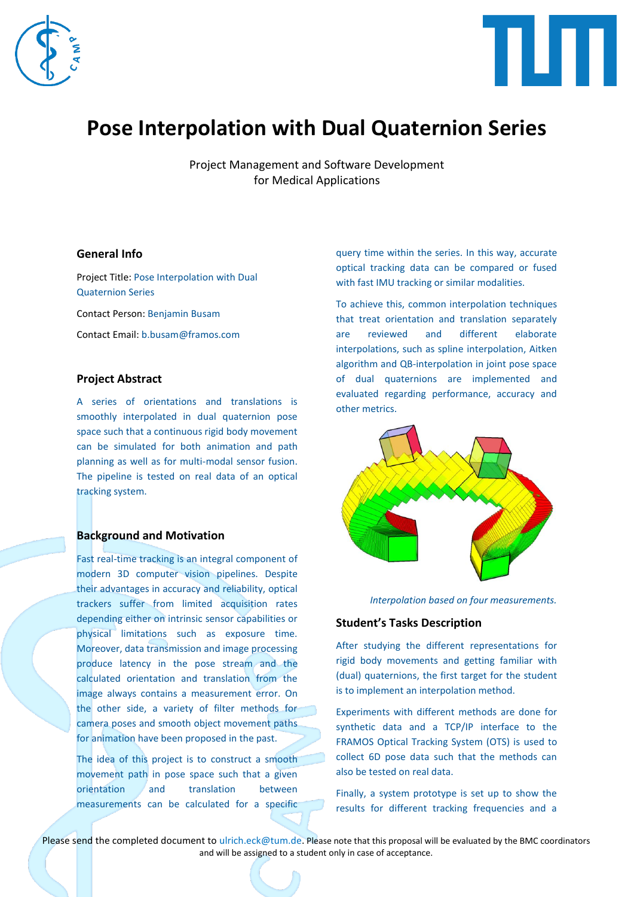# Pose Interpolation with Dual Quaternion Series

Project Management and Software Development
for Medical Applications

## General Info

Project Title: Pose Interpolation with Dual Quaternion Series

Contact Person: Benjamin Busam

Contact Email: b.busam@framos.com

## Project Abstract

A series of orientations and translations is smoothly interpolated in dual quaternion pose space such that a continuous rigid body movement can be simulated for both animation and path planning as well as for multi-modal sensor fusion. The pipeline is tested on real data of an optical tracking system.

## Background and Motivation

Fast real-time tracking is an integral component of modern 3D computer vision pipelines. Despite their advantages in accuracy and reliability, optical trackers suffer from limited acquisition rates depending either on intrinsic sensor capabilities or physical limitations such as exposure time. Moreover, data transmission and image processing produce latency in the pose stream and the calculated orientation and translation from the image always contains a measurement error. On the other side, a variety of filter methods for camera poses and smooth object movement paths for animation have been proposed in the past.

The idea of this project is to construct a smooth movement path in pose space such that a given orientation and translation between measurements can be calculated for a specific query time within the series. In this way, accurate optical tracking data can be compared or fused with fast IMU tracking or similar modalities.

To achieve this, common interpolation techniques that treat orientation and translation separately are reviewed and different elaborate interpolations, such as spline interpolation, Aitken algorithm and QB-interpolation in joint pose space of dual quaternions are implemented and evaluated regarding performance, accuracy and other metrics.

*Interpolation based on four measurements.*

## Student's Tasks Description

After studying the different representations for rigid body movements and getting familiar with (dual) quaternions, the first target for the student is to implement an interpolation method.

Experiments with different methods are done for synthetic data and a TCP/IP interface to the FRAMOS Optical Tracking System (OTS) is used to collect 6D pose data such that the methods can also be tested on real data.

Finally, a system prototype is set up to show the results for different tracking frequencies and a

Please send the completed document to ulrich.eck@tum.de. Please note that this proposal will be evaluated by the BMC coordinators and will be assigned to a student only in case of acceptance.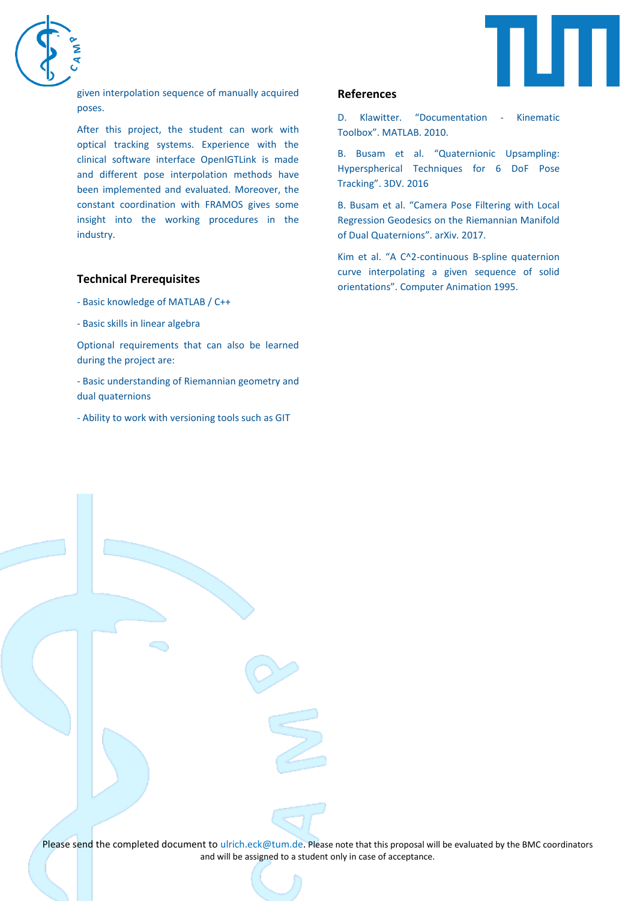given interpolation sequence of manually acquired poses.

After this project, the student can work with optical tracking systems. Experience with the clinical software interface OpenIGTLink is made and different pose interpolation methods have been implemented and evaluated. Moreover, the constant coordination with FRAMOS gives some insight into the working procedures in the industry.

## Technical Prerequisites

- Basic knowledge of MATLAB / C++

- Basic skills in linear algebra

Optional requirements that can also be learned during the project are:

- Basic understanding of Riemannian geometry and dual quaternions

- Ability to work with versioning tools such as GIT

## References

D. Klawitter. "Documentation - Kinematic Toolbox". MATLAB. 2010.

B. Busam et al. "Quaternionic Upsampling: Hyperspherical Techniques for 6 DoF Pose Tracking". 3DV. 2016

B. Busam et al. "Camera Pose Filtering with Local Regression Geodesics on the Riemannian Manifold of Dual Quaternions". arXiv. 2017.

Kim et al. "A C^2-continuous B-spline quaternion curve interpolating a given sequence of solid orientations". Computer Animation 1995.

Please send the completed document to ulrich.eck@tum.de. Please note that this proposal will be evaluated by the BMC coordinators and will be assigned to a student only in case of acceptance.